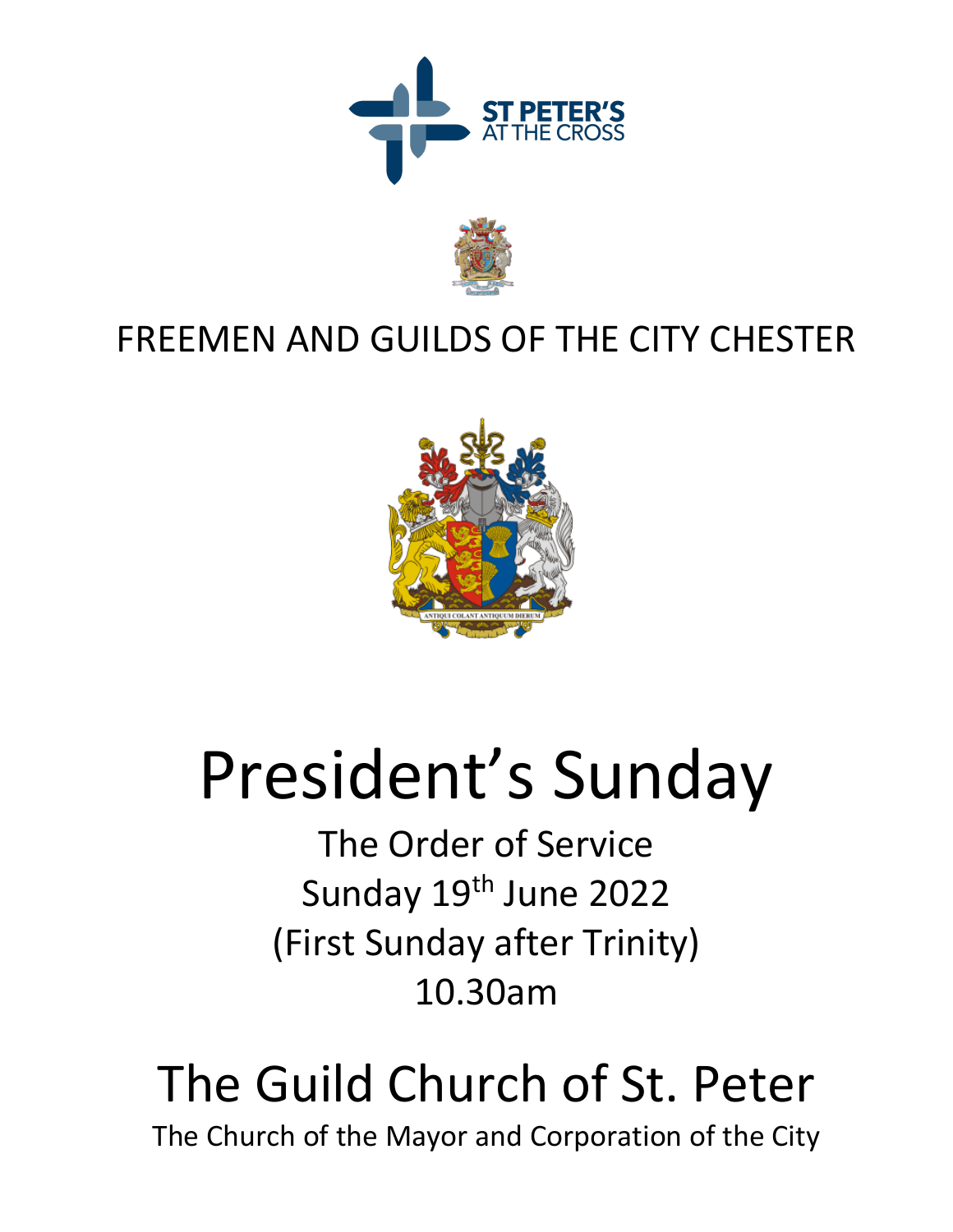ST PETER'S
AT THE CROSS

FREEMEN AND GUILDS OF THE CITY CHESTER

ANTIQUI COLANT ANTIQUUM DIERUM

# President's Sunday

The Order of Service

Sunday 19th June 2022

(First Sunday after Trinity)

10.30am

## The Guild Church of St. Peter

The Church of the Mayor and Corporation of the City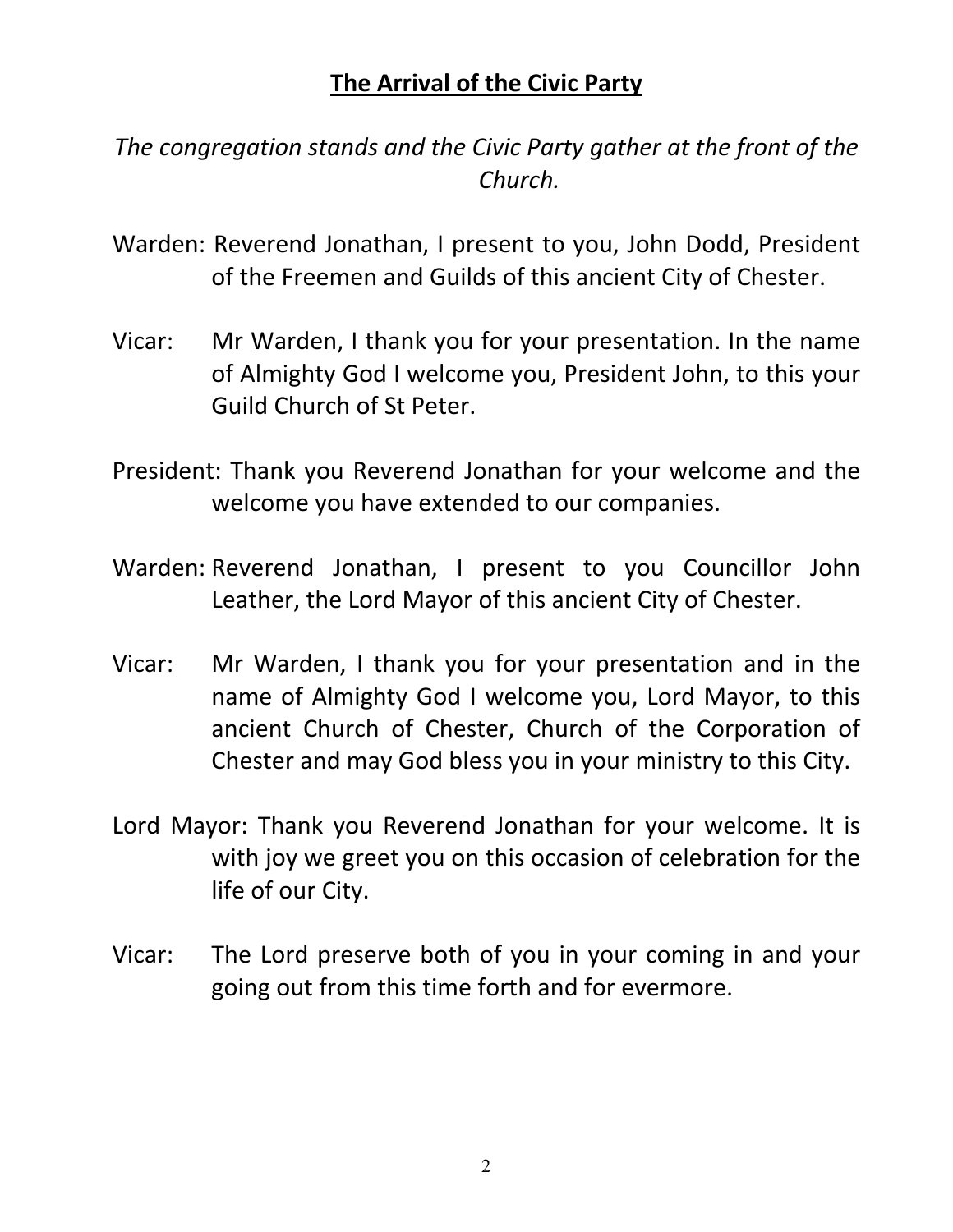## **The Arrival of the Civic Party**

*The congregation stands and the Civic Party gather at the front of the Church.*

Warden: Reverend Jonathan, I present to you, John Dodd, President of the Freemen and Guilds of this ancient City of Chester.

Vicar: Mr Warden, I thank you for your presentation. In the name of Almighty God I welcome you, President John, to this your Guild Church of St Peter.

President: Thank you Reverend Jonathan for your welcome and the welcome you have extended to our companies.

Warden: Reverend Jonathan, I present to you Councillor John Leather, the Lord Mayor of this ancient City of Chester.

Vicar: Mr Warden, I thank you for your presentation and in the name of Almighty God I welcome you, Lord Mayor, to this ancient Church of Chester, Church of the Corporation of Chester and may God bless you in your ministry to this City.

Lord Mayor: Thank you Reverend Jonathan for your welcome. It is with joy we greet you on this occasion of celebration for the life of our City.

Vicar: The Lord preserve both of you in your coming in and your going out from this time forth and for evermore.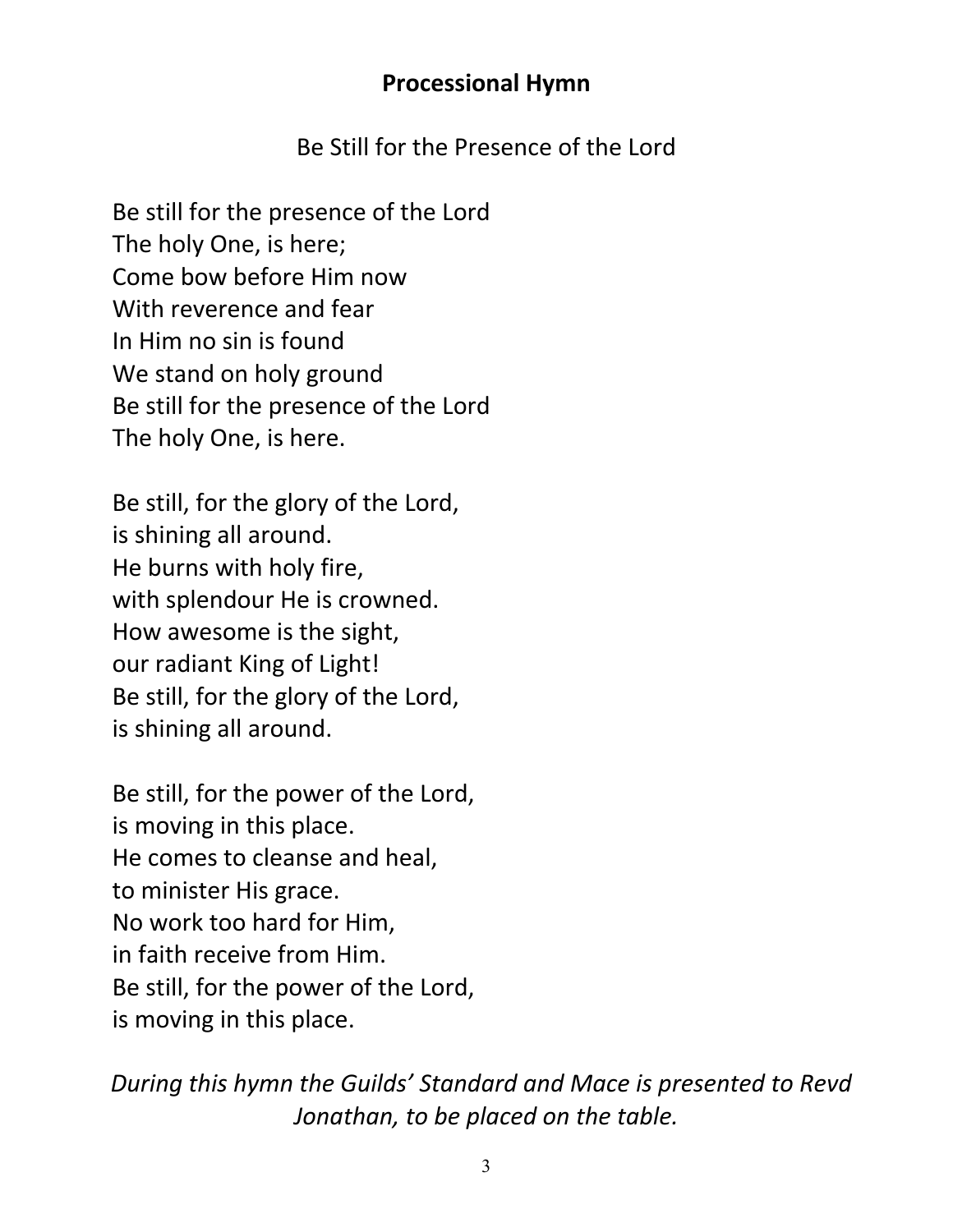## Processional Hymn

Be Still for the Presence of the Lord

Be still for the presence of the Lord
The holy One, is here;
Come bow before Him now
With reverence and fear
In Him no sin is found
We stand on holy ground
Be still for the presence of the Lord
The holy One, is here.

Be still, for the glory of the Lord,
is shining all around.
He burns with holy fire,
with splendour He is crowned.
How awesome is the sight,
our radiant King of Light!
Be still, for the glory of the Lord,
is shining all around.

Be still, for the power of the Lord,
is moving in this place.
He comes to cleanse and heal,
to minister His grace.
No work too hard for Him,
in faith receive from Him.
Be still, for the power of the Lord,
is moving in this place.

*During this hymn the Guilds' Standard and Mace is presented to Revd Jonathan, to be placed on the table.*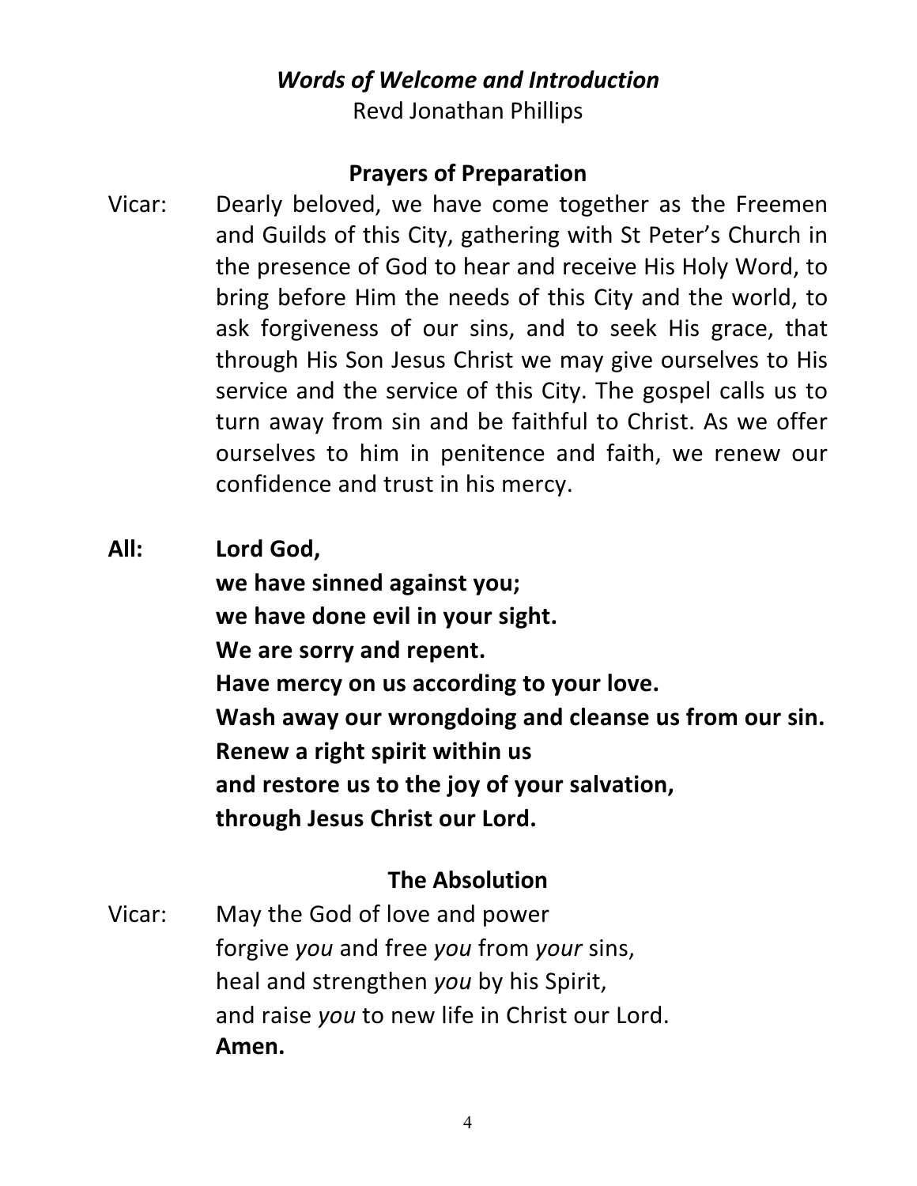***Words of Welcome and Introduction***

Revd Jonathan Phillips

**Prayers of Preparation**

Vicar: Dearly beloved, we have come together as the Freemen and Guilds of this City, gathering with St Peter's Church in the presence of God to hear and receive His Holy Word, to bring before Him the needs of this City and the world, to ask forgiveness of our sins, and to seek His grace, that through His Son Jesus Christ we may give ourselves to His service and the service of this City. The gospel calls us to turn away from sin and be faithful to Christ. As we offer ourselves to him in penitence and faith, we renew our confidence and trust in his mercy.

**All: Lord God,**
**we have sinned against you;**
**we have done evil in your sight.**
**We are sorry and repent.**
**Have mercy on us according to your love.**
**Wash away our wrongdoing and cleanse us from our sin.**
**Renew a right spirit within us**
**and restore us to the joy of your salvation,**
**through Jesus Christ our Lord.**

**The Absolution**

Vicar: May the God of love and power
forgive *you* and free *you* from *your* sins,
heal and strengthen *you* by his Spirit,
and raise *you* to new life in Christ our Lord.
**Amen.**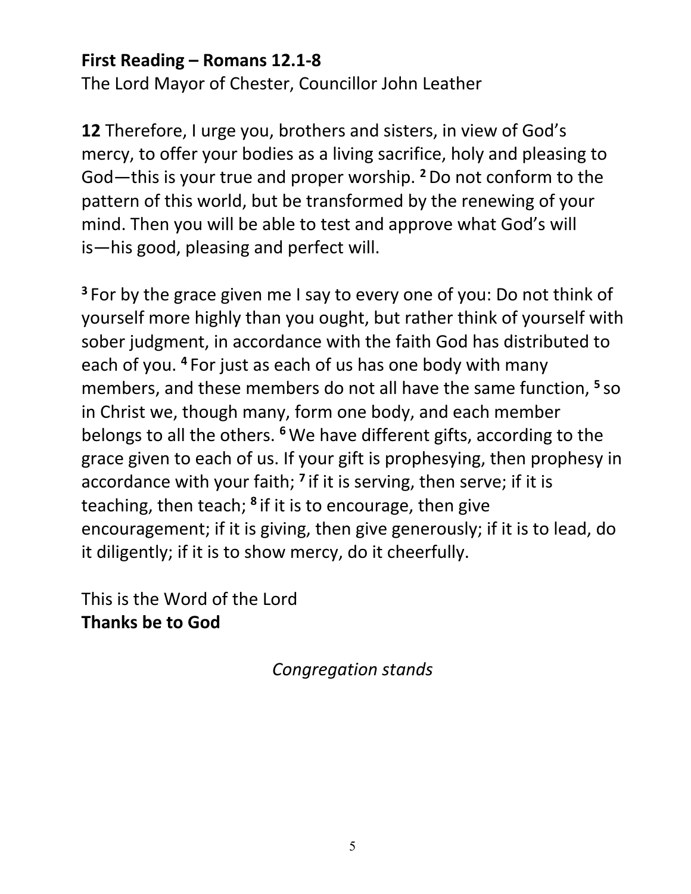**First Reading – Romans 12.1-8**

The Lord Mayor of Chester, Councillor John Leather

**12** Therefore, I urge you, brothers and sisters, in view of God's mercy, to offer your bodies as a living sacrifice, holy and pleasing to God—this is your true and proper worship. **2** Do not conform to the pattern of this world, but be transformed by the renewing of your mind. Then you will be able to test and approve what God's will is—his good, pleasing and perfect will.

**3** For by the grace given me I say to every one of you: Do not think of yourself more highly than you ought, but rather think of yourself with sober judgment, in accordance with the faith God has distributed to each of you. **4** For just as each of us has one body with many members, and these members do not all have the same function, **5** so in Christ we, though many, form one body, and each member belongs to all the others. **6** We have different gifts, according to the grace given to each of us. If your gift is prophesying, then prophesy in accordance with your faith; **7** if it is serving, then serve; if it is teaching, then teach; **8** if it is to encourage, then give encouragement; if it is giving, then give generously; if it is to lead, do it diligently; if it is to show mercy, do it cheerfully.

This is the Word of the Lord

**Thanks be to God**

*Congregation stands*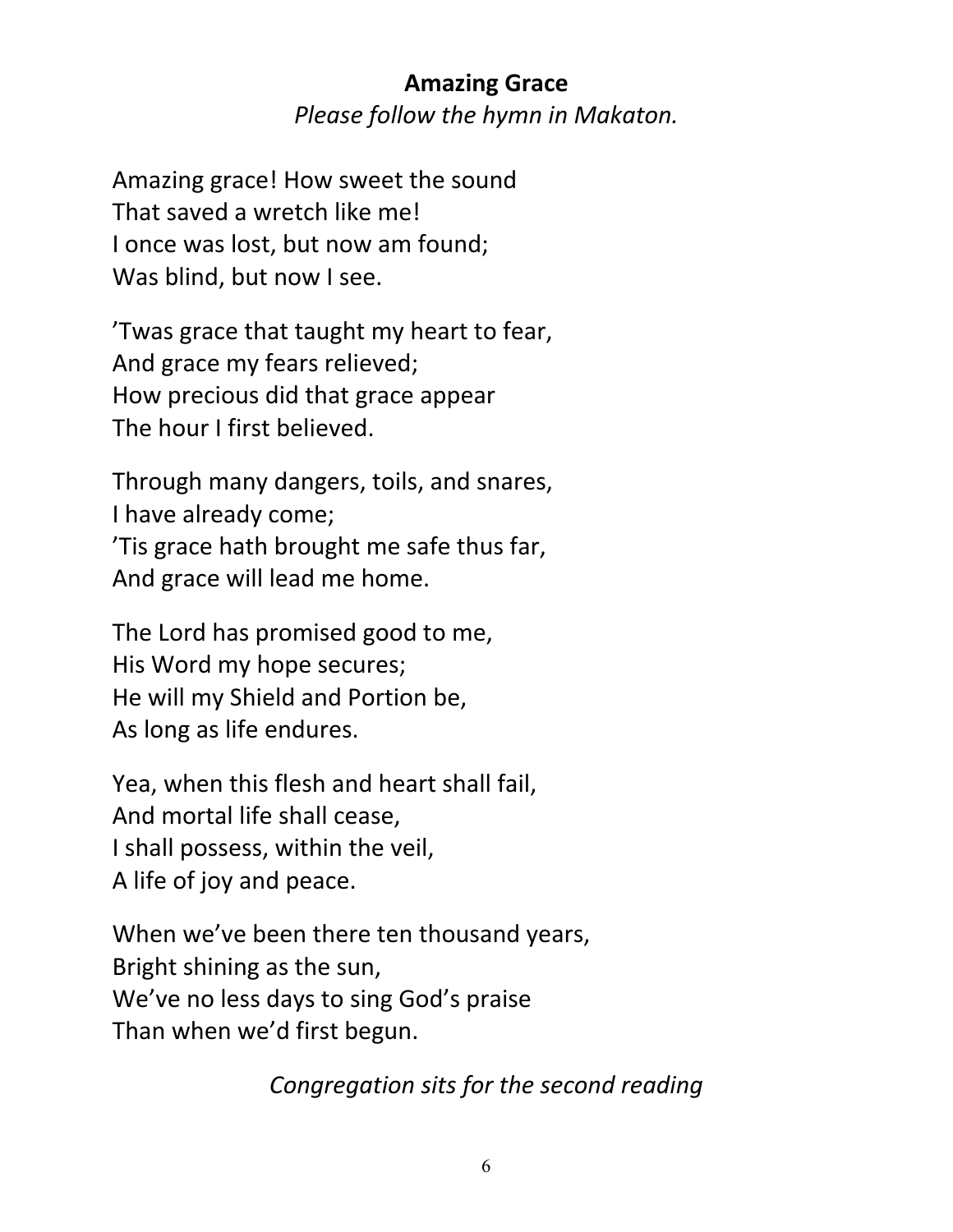**Amazing Grace**

*Please follow the hymn in Makaton.*

Amazing grace! How sweet the sound
That saved a wretch like me!
I once was lost, but now am found;
Was blind, but now I see.

'Twas grace that taught my heart to fear,
And grace my fears relieved;
How precious did that grace appear
The hour I first believed.

Through many dangers, toils, and snares,
I have already come;
'Tis grace hath brought me safe thus far,
And grace will lead me home.

The Lord has promised good to me,
His Word my hope secures;
He will my Shield and Portion be,
As long as life endures.

Yea, when this flesh and heart shall fail,
And mortal life shall cease,
I shall possess, within the veil,
A life of joy and peace.

When we've been there ten thousand years,
Bright shining as the sun,
We've no less days to sing God's praise
Than when we'd first begun.

*Congregation sits for the second reading*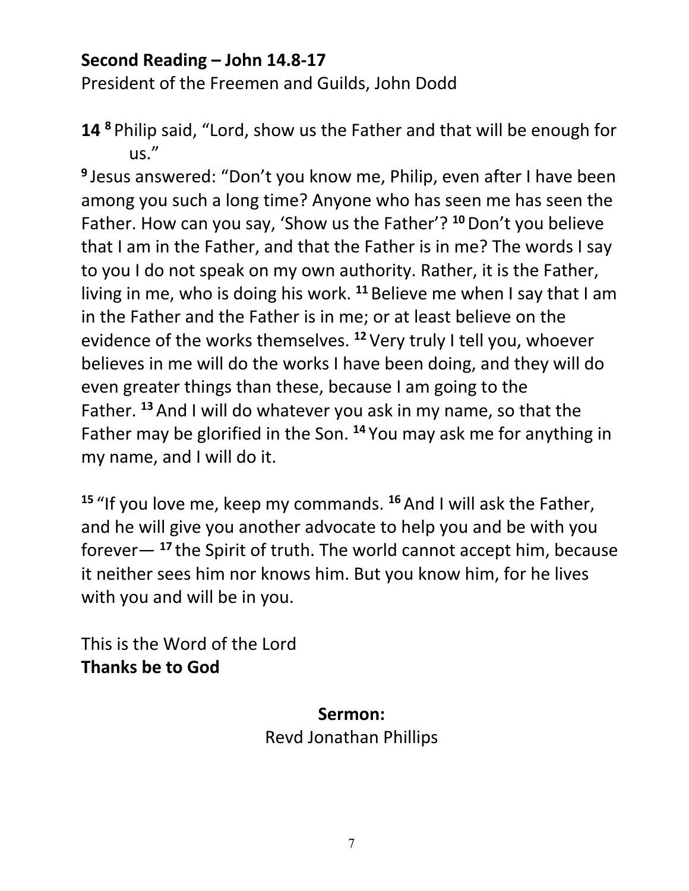**Second Reading – John 14.8-17**
President of the Freemen and Guilds, John Dodd

**14** [8] Philip said, "Lord, show us the Father and that will be enough for us."

[9] Jesus answered: "Don't you know me, Philip, even after I have been among you such a long time? Anyone who has seen me has seen the Father. How can you say, 'Show us the Father'? [10] Don't you believe that I am in the Father, and that the Father is in me? The words I say to you I do not speak on my own authority. Rather, it is the Father, living in me, who is doing his work. [11] Believe me when I say that I am in the Father and the Father is in me; or at least believe on the evidence of the works themselves. [12] Very truly I tell you, whoever believes in me will do the works I have been doing, and they will do even greater things than these, because I am going to the Father. [13] And I will do whatever you ask in my name, so that the Father may be glorified in the Son. [14] You may ask me for anything in my name, and I will do it.

[15] "If you love me, keep my commands. [16] And I will ask the Father, and he will give you another advocate to help you and be with you forever— [17] the Spirit of truth. The world cannot accept him, because it neither sees him nor knows him. But you know him, for he lives with you and will be in you.

This is the Word of the Lord
**Thanks be to God**

**Sermon:**
Revd Jonathan Phillips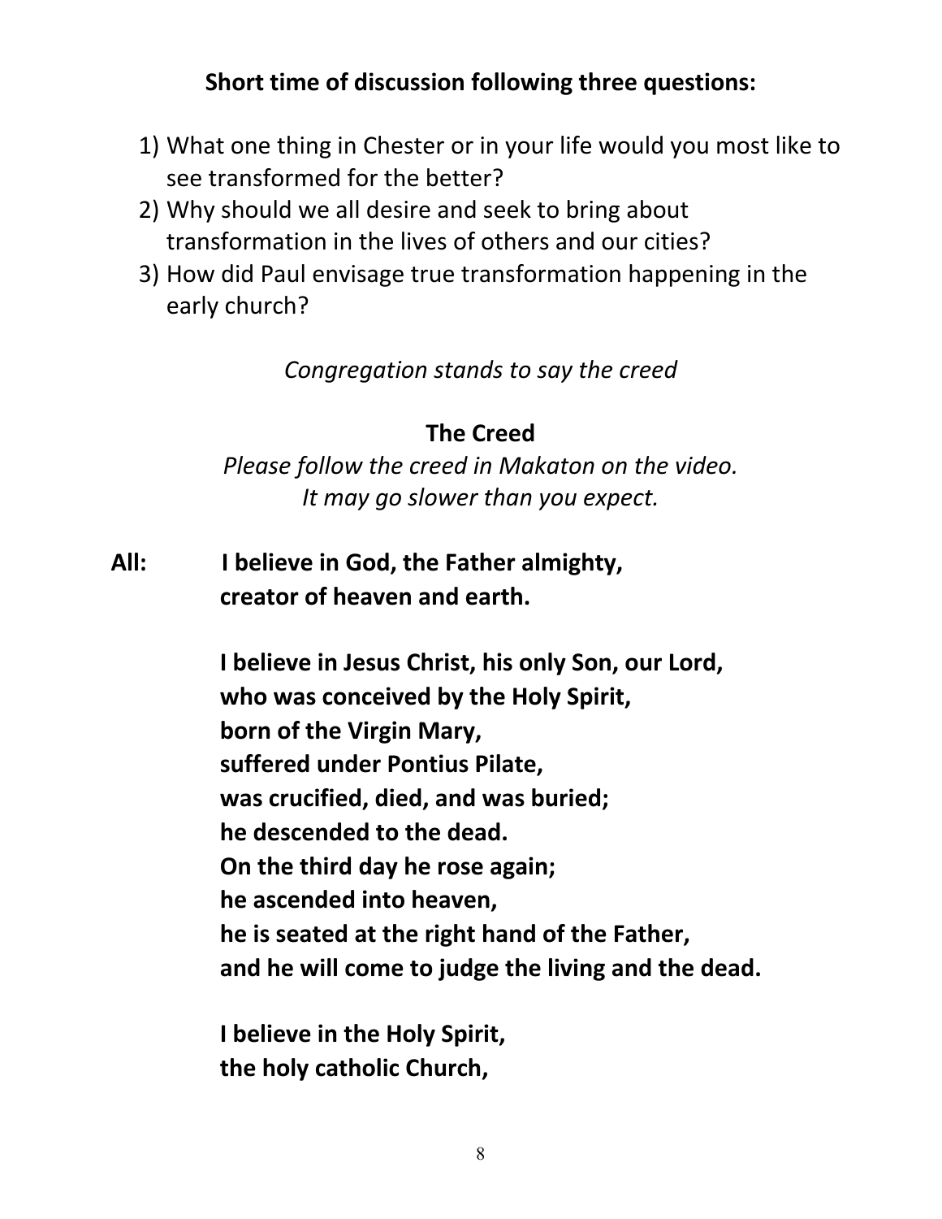**Short time of discussion following three questions:**

1) What one thing in Chester or in your life would you most like to see transformed for the better?
2) Why should we all desire and seek to bring about transformation in the lives of others and our cities?
3) How did Paul envisage true transformation happening in the early church?

*Congregation stands to say the creed*

**The Creed**

*Please follow the creed in Makaton on the video.*
*It may go slower than you expect.*

**All:** **I believe in God, the Father almighty,**
**creator of heaven and earth.**

**I believe in Jesus Christ, his only Son, our Lord,**
**who was conceived by the Holy Spirit,**
**born of the Virgin Mary,**
**suffered under Pontius Pilate,**
**was crucified, died, and was buried;**
**he descended to the dead.**
**On the third day he rose again;**
**he ascended into heaven,**
**he is seated at the right hand of the Father,**
**and he will come to judge the living and the dead.**

**I believe in the Holy Spirit,**
**the holy catholic Church,**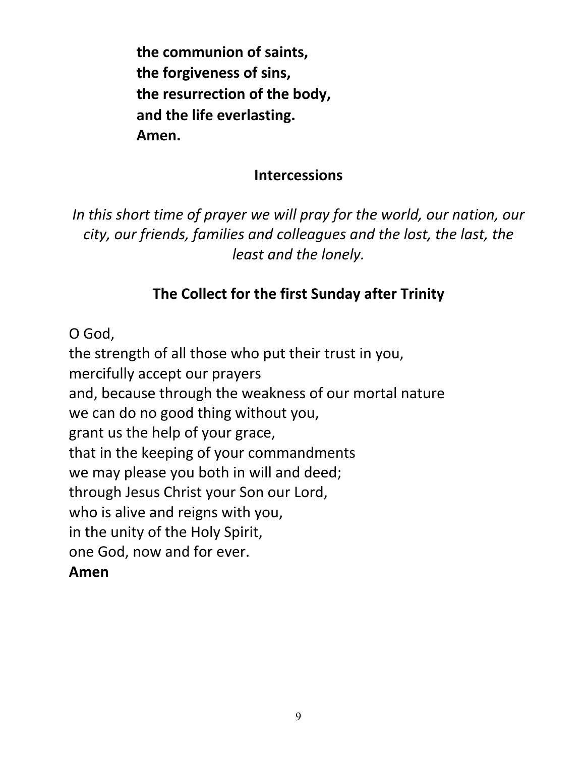**the communion of saints,**
**the forgiveness of sins,**
**the resurrection of the body,**
**and the life everlasting.**
**Amen.**

## Intercessions

*In this short time of prayer we will pray for the world, our nation, our city, our friends, families and colleagues and the lost, the last, the least and the lonely.*

## The Collect for the first Sunday after Trinity

O God,
the strength of all those who put their trust in you,
mercifully accept our prayers
and, because through the weakness of our mortal nature
we can do no good thing without you,
grant us the help of your grace,
that in the keeping of your commandments
we may please you both in will and deed;
through Jesus Christ your Son our Lord,
who is alive and reigns with you,
in the unity of the Holy Spirit,
one God, now and for ever.
**Amen**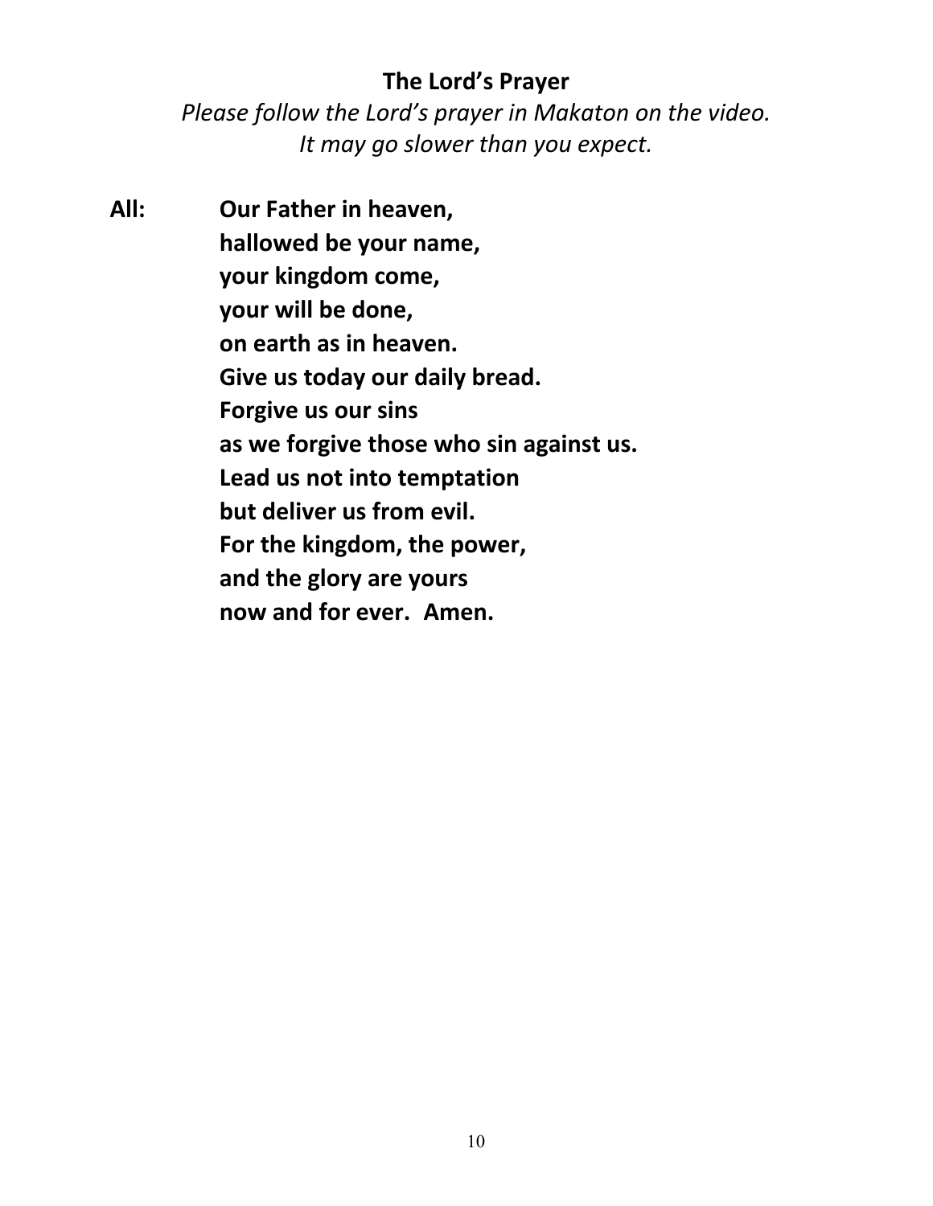## The Lord's Prayer

*Please follow the Lord's prayer in Makaton on the video.*
*It may go slower than you expect.*

**All:** **Our Father in heaven,**
**hallowed be your name,**
**your kingdom come,**
**your will be done,**
**on earth as in heaven.**
**Give us today our daily bread.**
**Forgive us our sins**
**as we forgive those who sin against us.**
**Lead us not into temptation**
**but deliver us from evil.**
**For the kingdom, the power,**
**and the glory are yours**
**now and for ever. Amen.**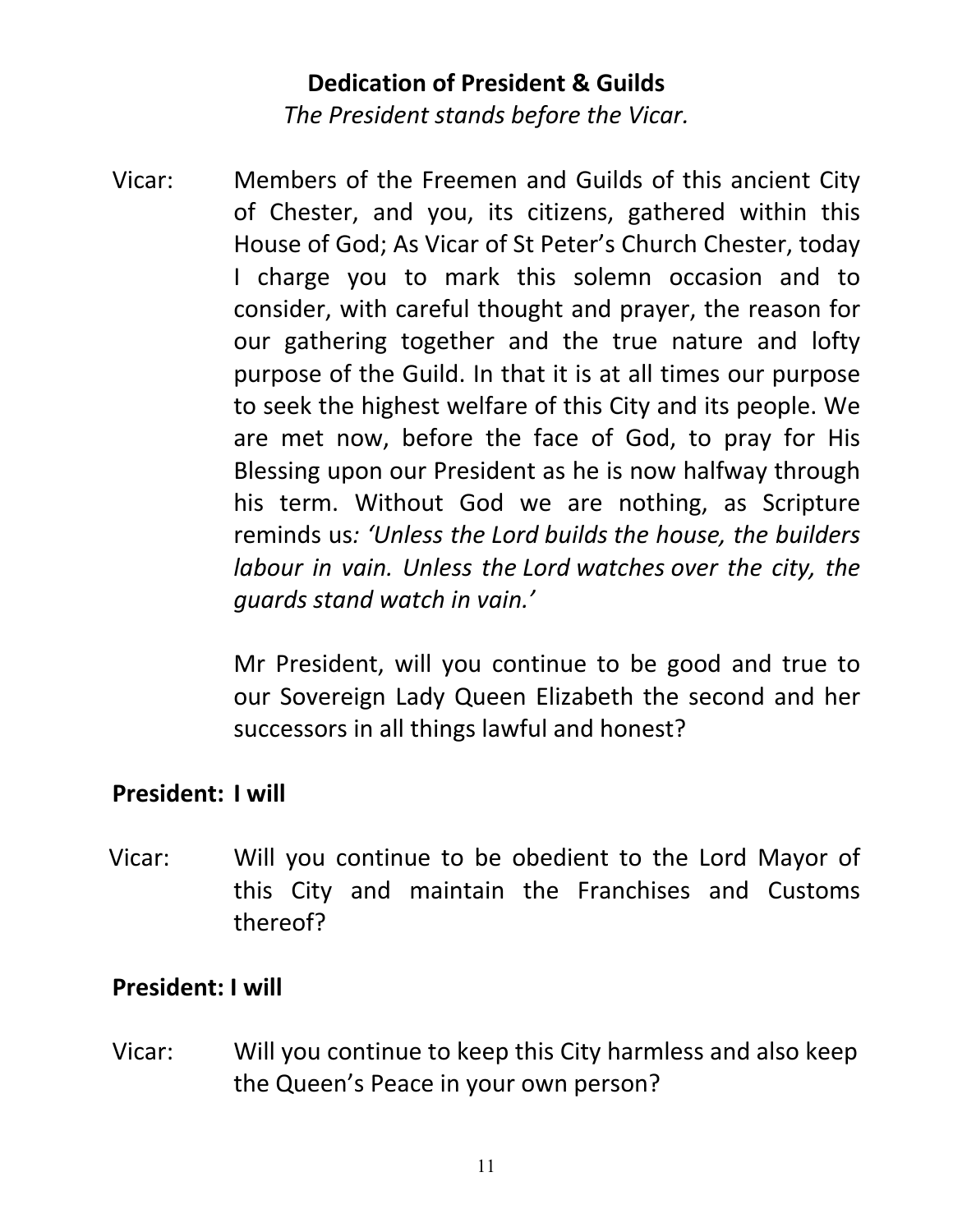**Dedication of President & Guilds**

*The President stands before the Vicar.*

Vicar: Members of the Freemen and Guilds of this ancient City of Chester, and you, its citizens, gathered within this House of God; As Vicar of St Peter's Church Chester, today I charge you to mark this solemn occasion and to consider, with careful thought and prayer, the reason for our gathering together and the true nature and lofty purpose of the Guild. In that it is at all times our purpose to seek the highest welfare of this City and its people. We are met now, before the face of God, to pray for His Blessing upon our President as he is now halfway through his term. Without God we are nothing, as Scripture reminds us*: 'Unless the Lord builds the house, the builders labour in vain. Unless the Lord watches over the city, the guards stand watch in vain.'*

Mr President, will you continue to be good and true to our Sovereign Lady Queen Elizabeth the second and her successors in all things lawful and honest?

**President: I will**

Vicar: Will you continue to be obedient to the Lord Mayor of this City and maintain the Franchises and Customs thereof?

**President: I will**

Vicar: Will you continue to keep this City harmless and also keep the Queen's Peace in your own person?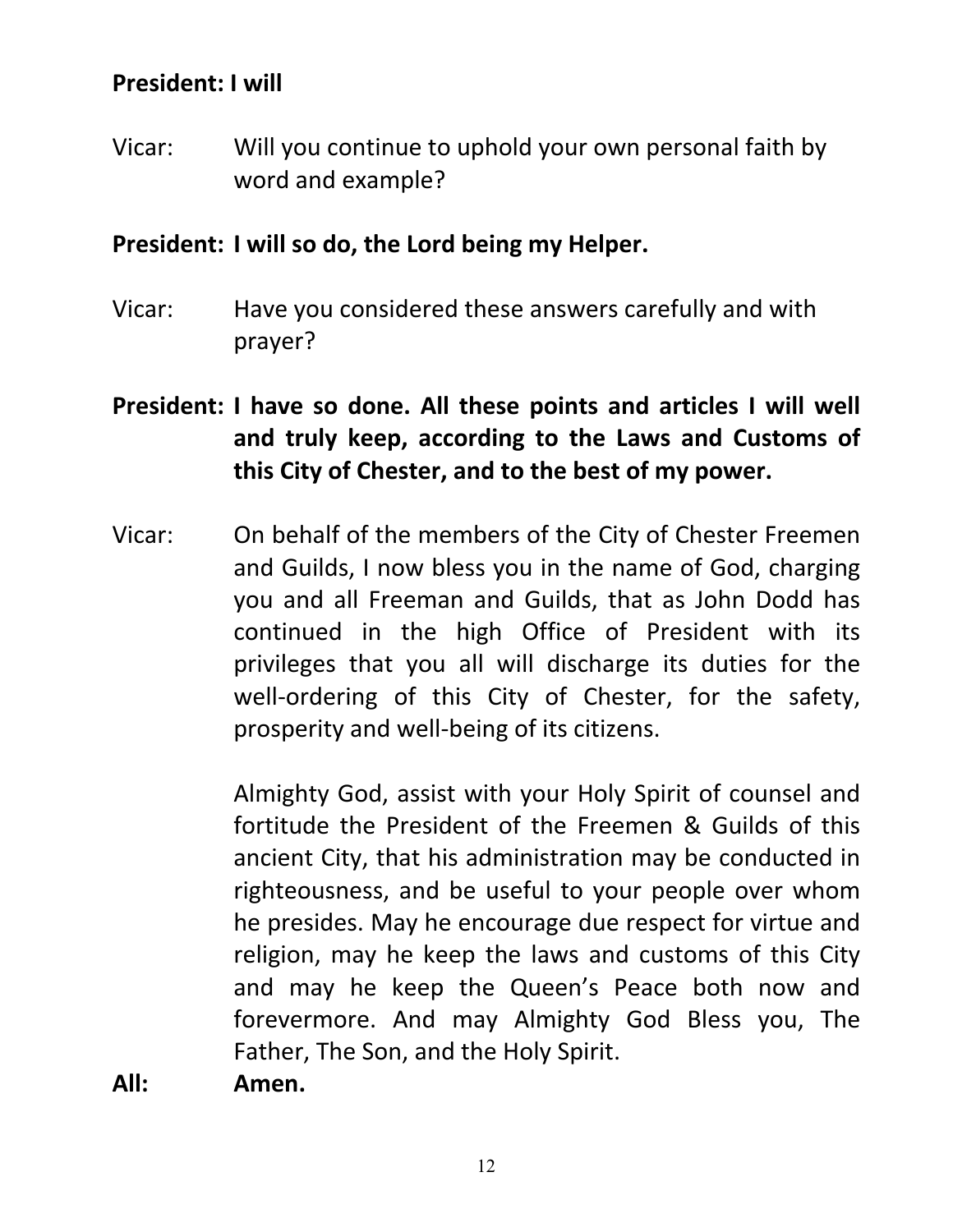**President: I will**

Vicar: Will you continue to uphold your own personal faith by word and example?

**President: I will so do, the Lord being my Helper.**

Vicar: Have you considered these answers carefully and with prayer?

**President: I have so done. All these points and articles I will well and truly keep, according to the Laws and Customs of this City of Chester, and to the best of my power.**

Vicar: On behalf of the members of the City of Chester Freemen and Guilds, I now bless you in the name of God, charging you and all Freeman and Guilds, that as John Dodd has continued in the high Office of President with its privileges that you all will discharge its duties for the well-ordering of this City of Chester, for the safety, prosperity and well-being of its citizens.

Almighty God, assist with your Holy Spirit of counsel and fortitude the President of the Freemen & Guilds of this ancient City, that his administration may be conducted in righteousness, and be useful to your people over whom he presides. May he encourage due respect for virtue and religion, may he keep the laws and customs of this City and may he keep the Queen's Peace both now and forevermore. And may Almighty God Bless you, The Father, The Son, and the Holy Spirit.

**All: Amen.**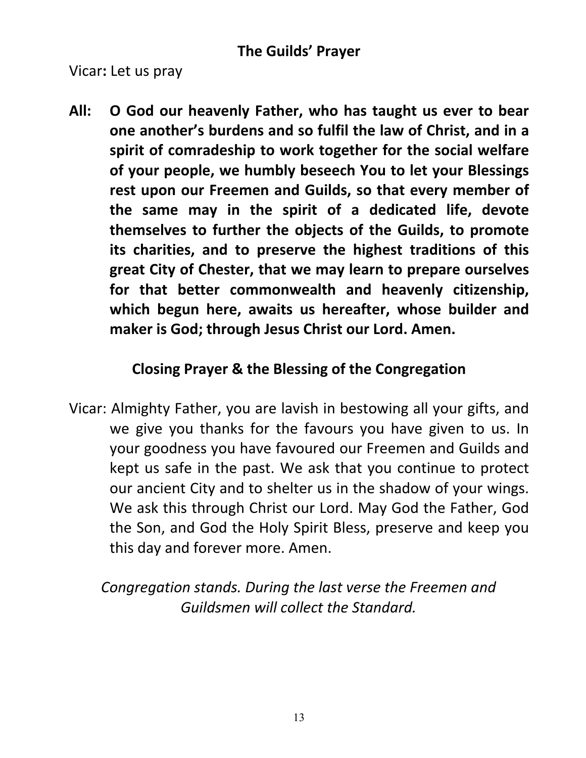## The Guilds' Prayer

Vicar**:** Let us pray

**All: O God our heavenly Father, who has taught us ever to bear one another's burdens and so fulfil the law of Christ, and in a spirit of comradeship to work together for the social welfare of your people, we humbly beseech You to let your Blessings rest upon our Freemen and Guilds, so that every member of the same may in the spirit of a dedicated life, devote themselves to further the objects of the Guilds, to promote its charities, and to preserve the highest traditions of this great City of Chester, that we may learn to prepare ourselves for that better commonwealth and heavenly citizenship, which begun here, awaits us hereafter, whose builder and maker is God; through Jesus Christ our Lord. Amen.**

## Closing Prayer & the Blessing of the Congregation

Vicar: Almighty Father, you are lavish in bestowing all your gifts, and we give you thanks for the favours you have given to us. In your goodness you have favoured our Freemen and Guilds and kept us safe in the past. We ask that you continue to protect our ancient City and to shelter us in the shadow of your wings. We ask this through Christ our Lord. May God the Father, God the Son, and God the Holy Spirit Bless, preserve and keep you this day and forever more. Amen.

*Congregation stands. During the last verse the Freemen and Guildsmen will collect the Standard.*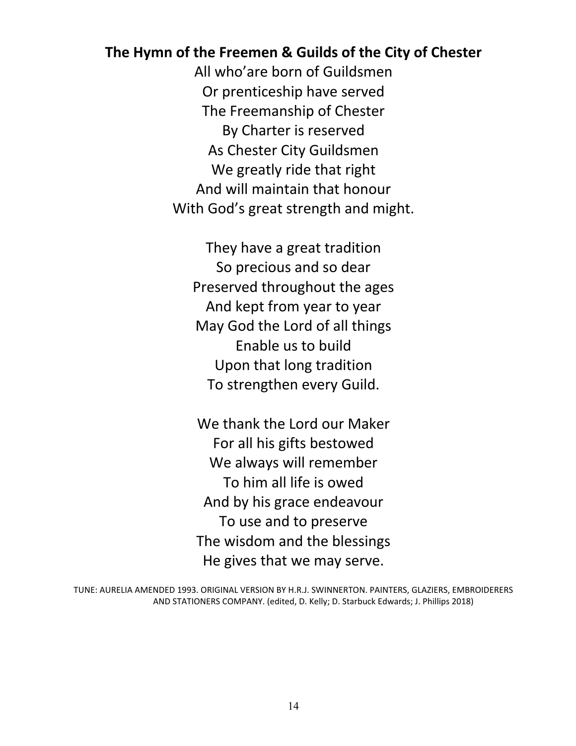**The Hymn of the Freemen & Guilds of the City of Chester**

All who'are born of Guildsmen
Or prenticeship have served
The Freemanship of Chester
By Charter is reserved
As Chester City Guildsmen
We greatly ride that right
And will maintain that honour
With God's great strength and might.

They have a great tradition
So precious and so dear
Preserved throughout the ages
And kept from year to year
May God the Lord of all things
Enable us to build
Upon that long tradition
To strengthen every Guild.

We thank the Lord our Maker
For all his gifts bestowed
We always will remember
To him all life is owed
And by his grace endeavour
To use and to preserve
The wisdom and the blessings
He gives that we may serve.

TUNE: AURELIA AMENDED 1993. ORIGINAL VERSION BY H.R.J. SWINNERTON. PAINTERS, GLAZIERS, EMBROIDERERS AND STATIONERS COMPANY. (edited, D. Kelly; D. Starbuck Edwards; J. Phillips 2018)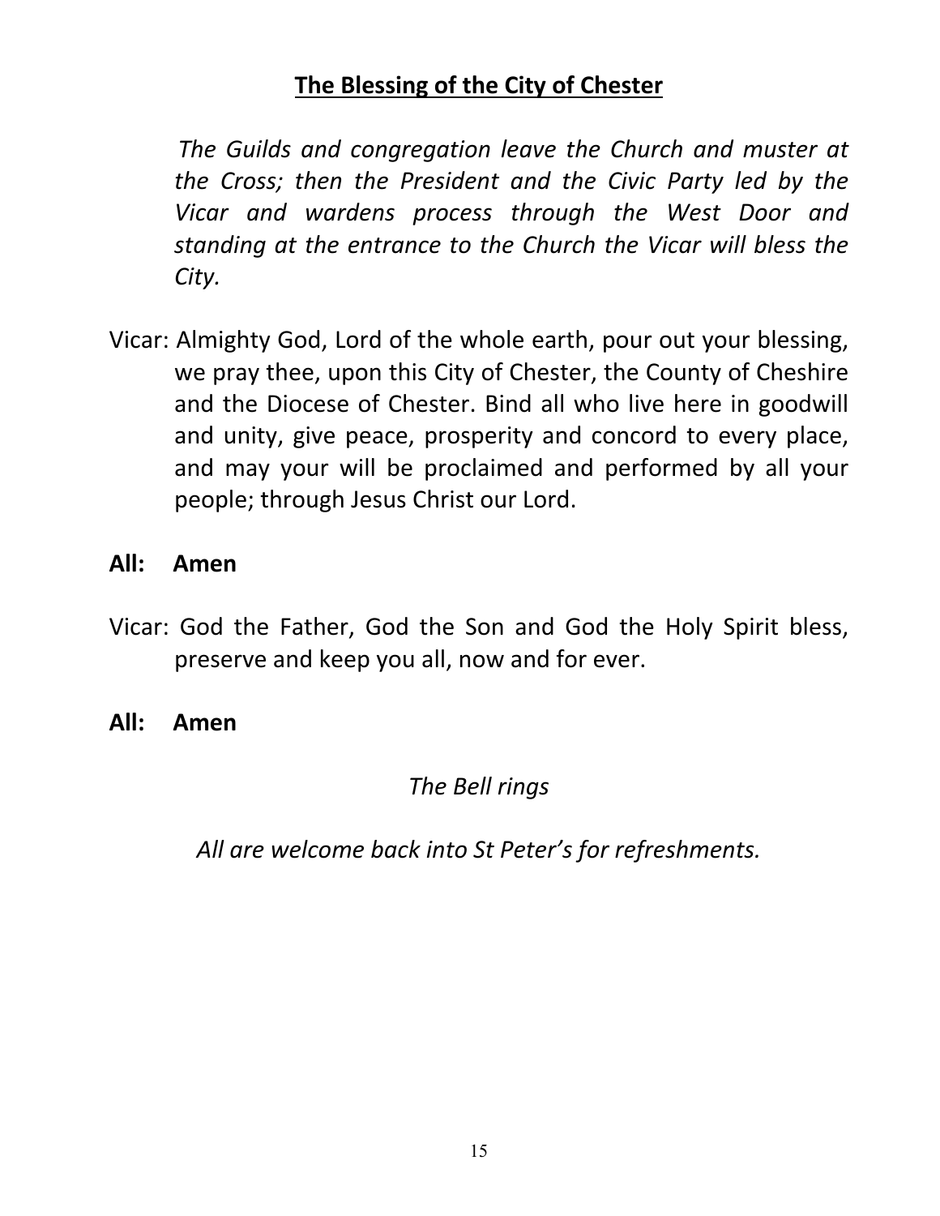## **The Blessing of the City of Chester**

*The Guilds and congregation leave the Church and muster at the Cross; then the President and the Civic Party led by the Vicar and wardens process through the West Door and standing at the entrance to the Church the Vicar will bless the City.*

Vicar: Almighty God, Lord of the whole earth, pour out your blessing, we pray thee, upon this City of Chester, the County of Cheshire and the Diocese of Chester. Bind all who live here in goodwill and unity, give peace, prosperity and concord to every place, and may your will be proclaimed and performed by all your people; through Jesus Christ our Lord.

**All: Amen**

Vicar: God the Father, God the Son and God the Holy Spirit bless, preserve and keep you all, now and for ever.

**All: Amen**

*The Bell rings*

*All are welcome back into St Peter's for refreshments.*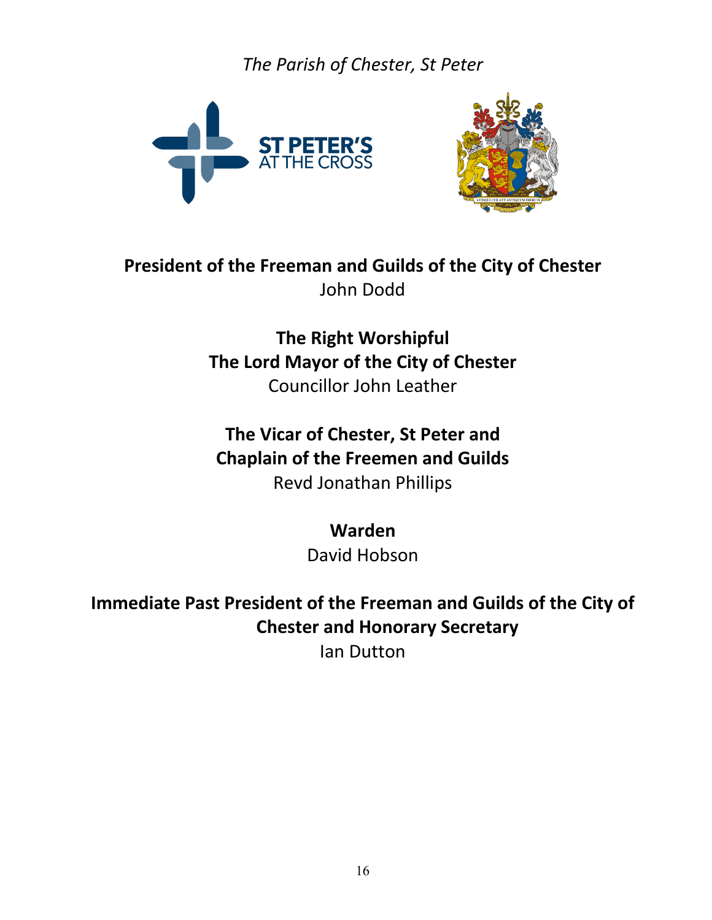*The Parish of Chester, St Peter*

**President of the Freeman and Guilds of the City of Chester**
John Dodd

**The Right Worshipful**
**The Lord Mayor of the City of Chester**
Councillor John Leather

**The Vicar of Chester, St Peter and**
**Chaplain of the Freemen and Guilds**
Revd Jonathan Phillips

**Warden**
David Hobson

**Immediate Past President of the Freeman and Guilds of the City of Chester and Honorary Secretary**
Ian Dutton